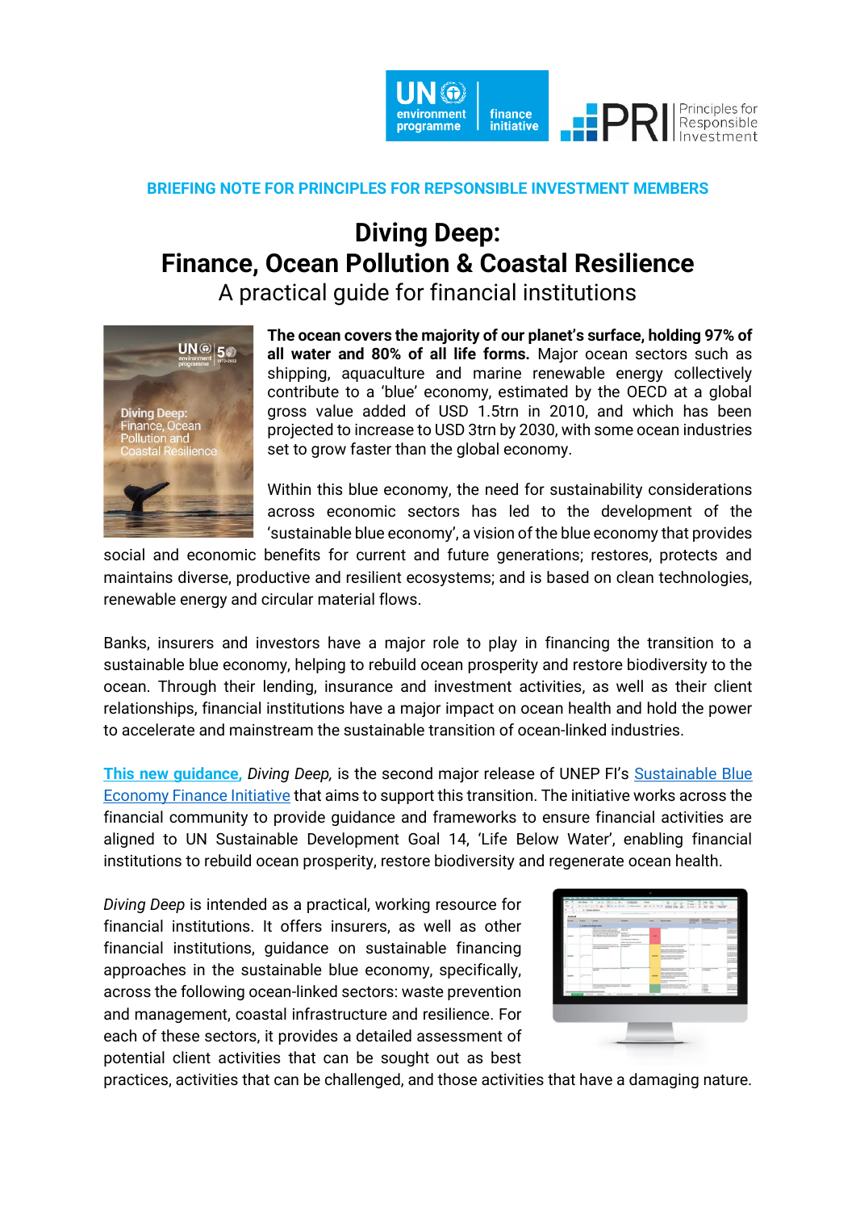**BRIEFING NOTE FOR PRINCIPLES FOR REPSONSIBLE INVESTMENT MEMBERS**

# Diving Deep: Finance, Ocean Pollution & Coastal Resilience

## A practical guide for financial institutions

**The ocean covers the majority of our planet's surface, holding 97% of all water and 80% of all life forms.** Major ocean sectors such as shipping, aquaculture and marine renewable energy collectively contribute to a 'blue' economy, estimated by the OECD at a global gross value added of USD 1.5trn in 2010, and which has been projected to increase to USD 3trn by 2030, with some ocean industries set to grow faster than the global economy.

Within this blue economy, the need for sustainability considerations across economic sectors has led to the development of the 'sustainable blue economy', a vision of the blue economy that provides social and economic benefits for current and future generations; restores, protects and maintains diverse, productive and resilient ecosystems; and is based on clean technologies, renewable energy and circular material flows.

Banks, insurers and investors have a major role to play in financing the transition to a sustainable blue economy, helping to rebuild ocean prosperity and restore biodiversity to the ocean. Through their lending, insurance and investment activities, as well as their client relationships, financial institutions have a major impact on ocean health and hold the power to accelerate and mainstream the sustainable transition of ocean-linked industries.

**This new guidance,** *Diving Deep,* is the second major release of UNEP FI's Sustainable Blue Economy Finance Initiative that aims to support this transition. The initiative works across the financial community to provide guidance and frameworks to ensure financial activities are aligned to UN Sustainable Development Goal 14, 'Life Below Water', enabling financial institutions to rebuild ocean prosperity, restore biodiversity and regenerate ocean health.

*Diving Deep* is intended as a practical, working resource for financial institutions. It offers insurers, as well as other financial institutions, guidance on sustainable financing approaches in the sustainable blue economy, specifically, across the following ocean-linked sectors: waste prevention and management, coastal infrastructure and resilience. For each of these sectors, it provides a detailed assessment of potential client activities that can be sought out as best practices, activities that can be challenged, and those activities that have a damaging nature.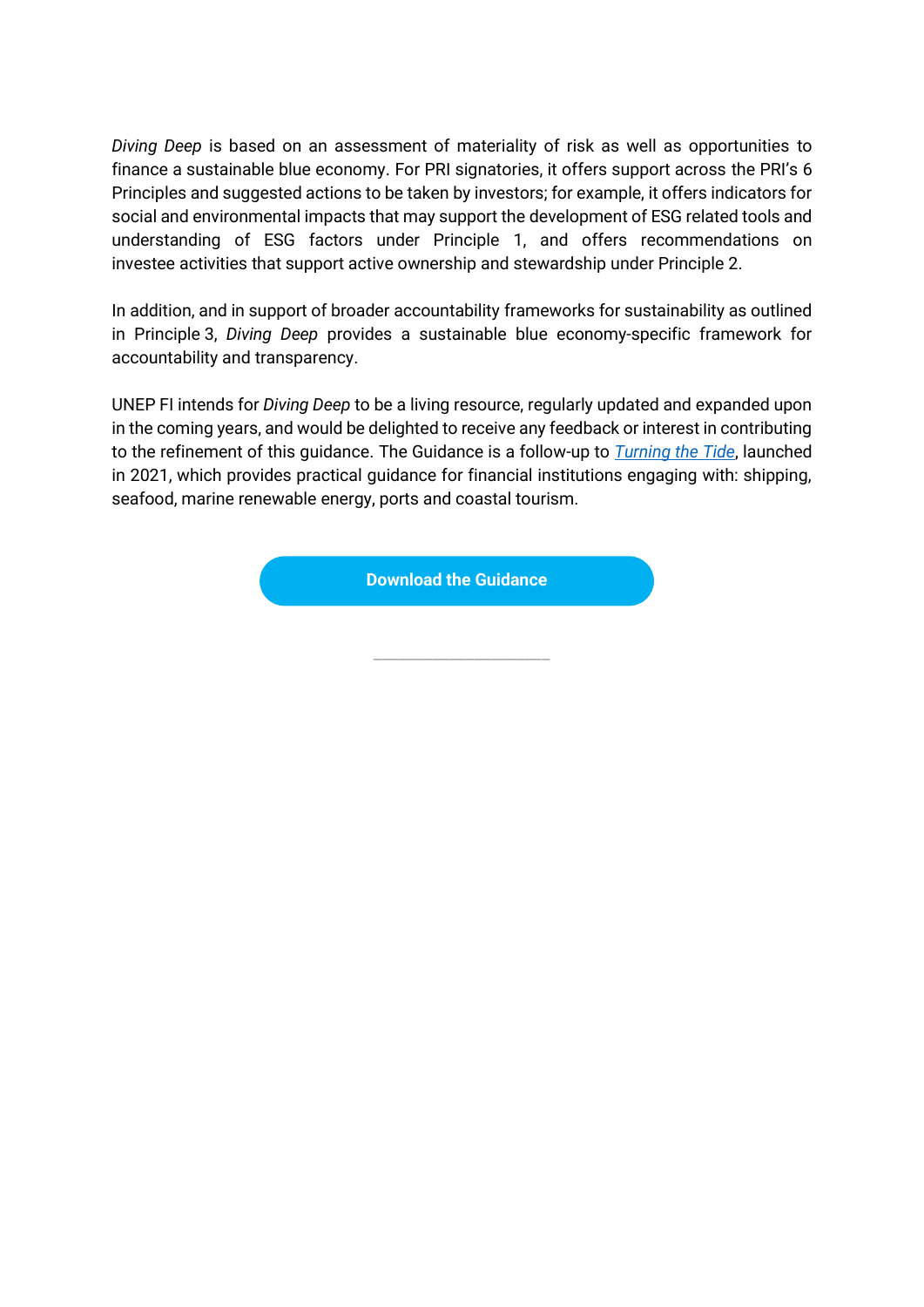*Diving Deep* is based on an assessment of materiality of risk as well as opportunities to finance a sustainable blue economy. For PRI signatories, it offers support across the PRI's 6 Principles and suggested actions to be taken by investors; for example, it offers indicators for social and environmental impacts that may support the development of ESG related tools and understanding of ESG factors under Principle 1, and offers recommendations on investee activities that support active ownership and stewardship under Principle 2.

In addition, and in support of broader accountability frameworks for sustainability as outlined in Principle 3, *Diving Deep* provides a sustainable blue economy-specific framework for accountability and transparency.

UNEP FI intends for *Diving Deep* to be a living resource, regularly updated and expanded upon in the coming years, and would be delighted to receive any feedback or interest in contributing to the refinement of this guidance. The Guidance is a follow-up to *Turning the Tide*, launched in 2021, which provides practical guidance for financial institutions engaging with: shipping, seafood, marine renewable energy, ports and coastal tourism.

**Download the Guidance**

---